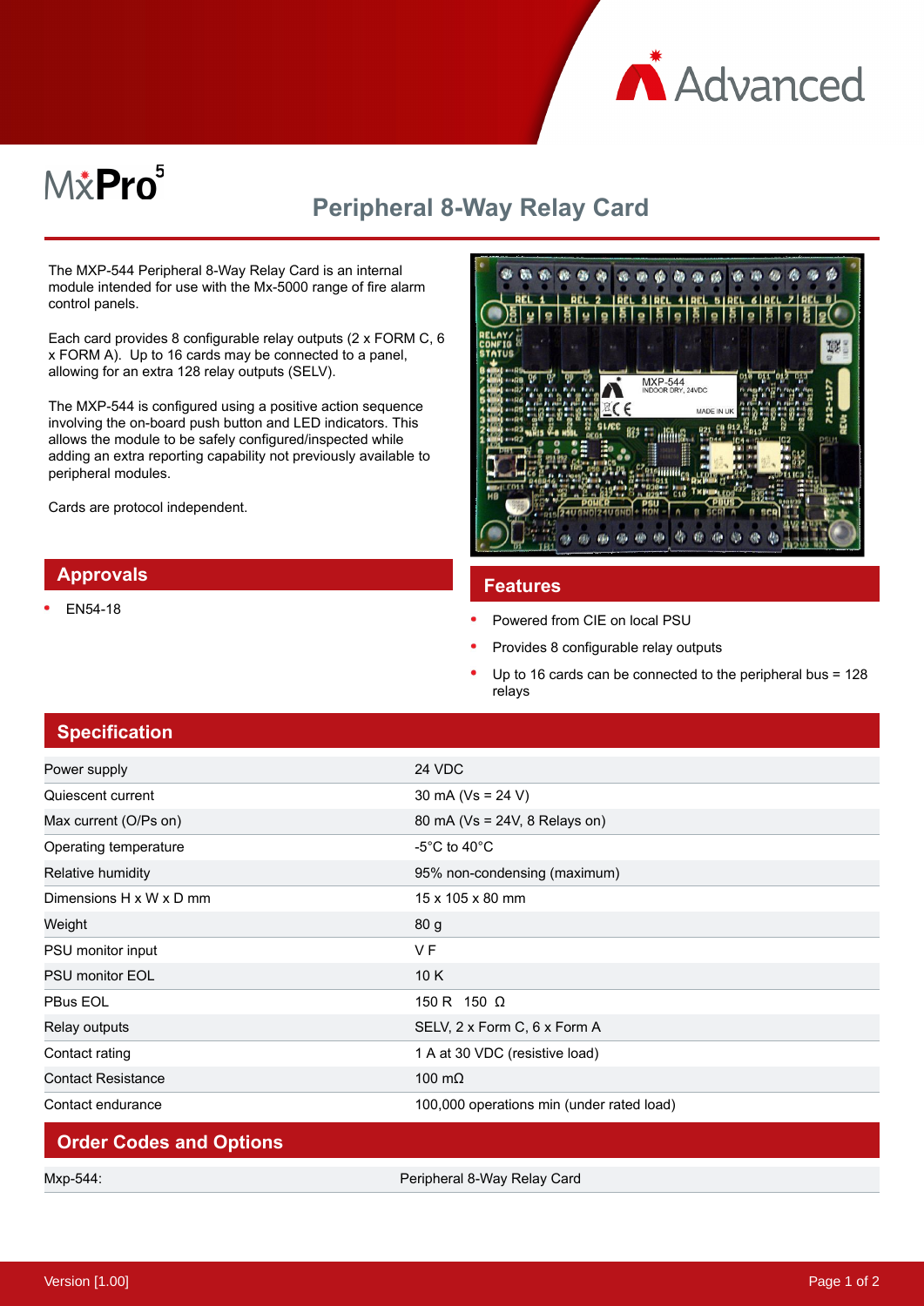MxPro 5

# Peripheral 8-Way Relay Card

The MXP-544 Peripheral 8-Way Relay Card is an internal module intended for use with the Mx-5000 range of fire alarm control panels.

Each card provides 8 configurable relay outputs (2 x FORM C, 6 x FORM A). Up to 16 cards may be connected to a panel, allowing for an extra 128 relay outputs (SELV).

The MXP-544 is configured using a positive action sequence involving the on-board push button and LED indicators. This allows the module to be safely configured/inspected while adding an extra reporting capability not previously available to peripheral modules.

Cards are protocol independent.

## Approvals

- EN54-18

## Features

- Powered from CIE on local PSU
- Provides 8 configurable relay outputs
- Up to 16 cards can be connected to the peripheral bus = 128 relays

## Specification

| | |
|---|---|
| Power supply | 24 VDC |
| Quiescent current | 30 mA (Vs = 24 V) |
| Max current (O/Ps on) | 80 mA (Vs = 24V, 8 Relays on) |
| Operating temperature | -5°C to 40°C |
| Relative humidity | 95% non-condensing (maximum) |
| Dimensions H x W x D mm | 15 x 105 x 80 mm |
| Weight | 80 g |
| PSU monitor input | V F |
| PSU monitor EOL | 10 K |
| PBus EOL | 150 R 150 Ω |
| Relay outputs | SELV, 2 x Form C, 6 x Form A |
| Contact rating | 1 A at 30 VDC (resistive load) |
| Contact Resistance | 100 mΩ |
| Contact endurance | 100,000 operations min (under rated load) |

## Order Codes and Options

| | |
|---|---|
| Mxp-544: | Peripheral 8-Way Relay Card |

Version [1.00]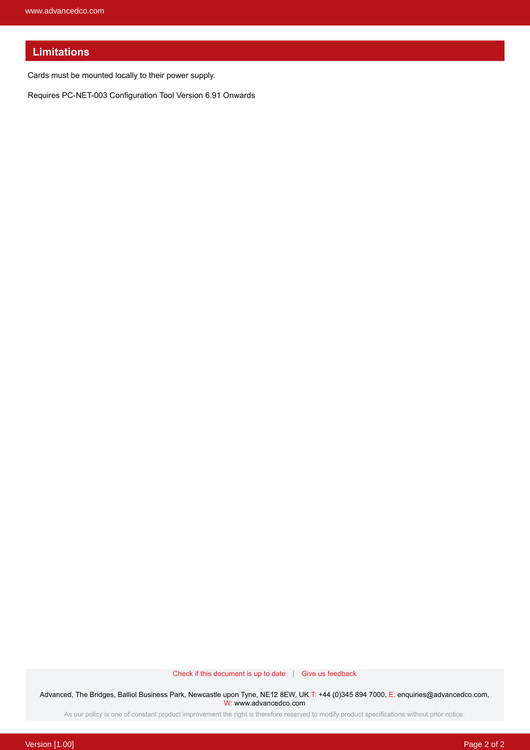## Limitations

Cards must be mounted locally to their power supply.

Requires PC-NET-003 Configuration Tool Version 6.91 Onwards

Check if this document is up to date | Give us feedback

Advanced, The Bridges, Balliol Business Park, Newcastle upon Tyne, NE12 8EW, UK T: +44 (0)345 894 7000, E: enquiries@advancedco.com, W: www.advancedco.com

As our policy is one of constant product improvement the right is therefore reserved to modify product specifications without prior notice.

Version [1.00]